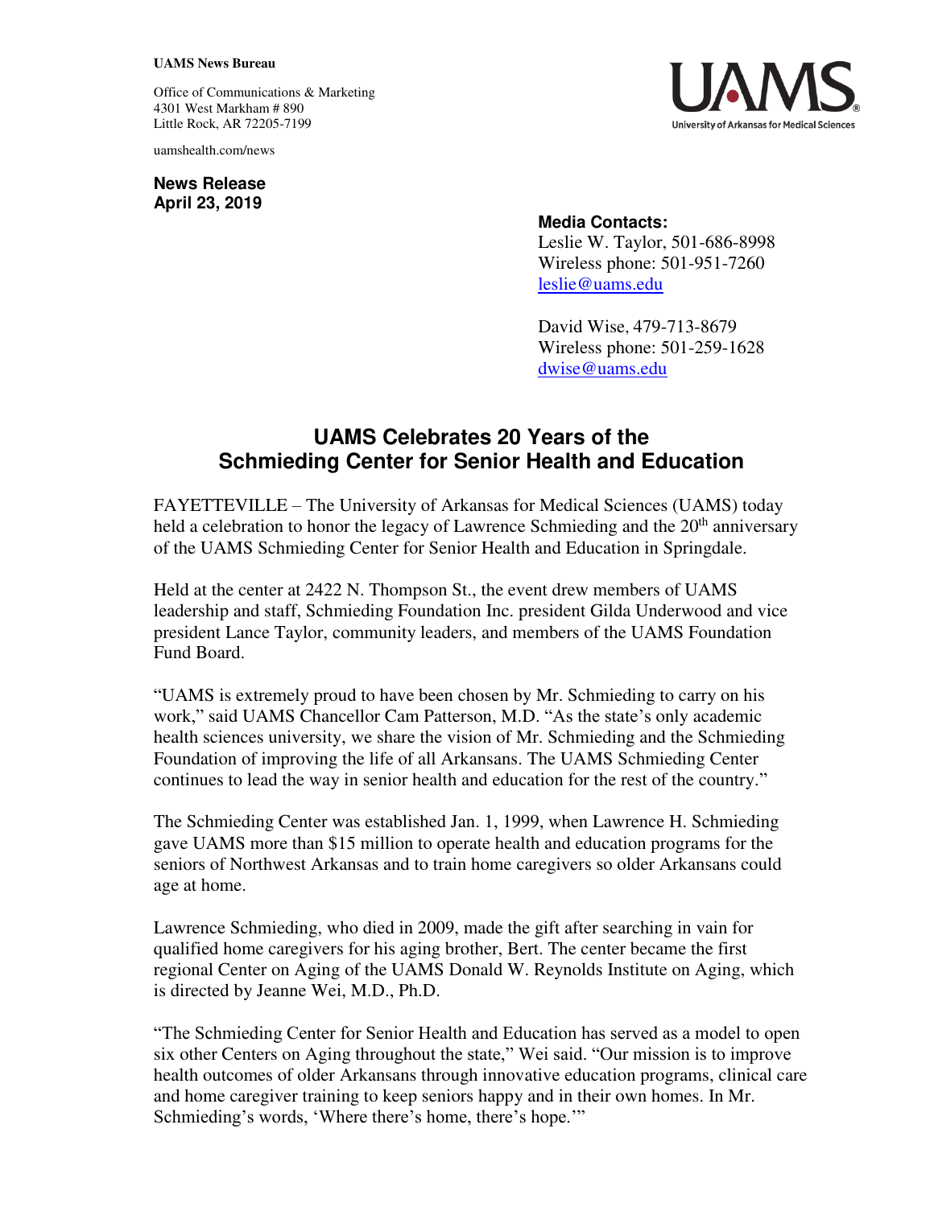**UAMS News Bureau**

Office of Communications & Marketing
4301 West Markham # 890
Little Rock, AR 72205-7199

uamshealth.com/news

**News Release**
**April 23, 2019**

**Media Contacts:**
Leslie W. Taylor, 501-686-8998
Wireless phone: 501-951-7260
leslie@uams.edu

David Wise, 479-713-8679
Wireless phone: 501-259-1628
dwise@uams.edu

# UAMS Celebrates 20 Years of the Schmieding Center for Senior Health and Education

FAYETTEVILLE – The University of Arkansas for Medical Sciences (UAMS) today held a celebration to honor the legacy of Lawrence Schmieding and the 20th anniversary of the UAMS Schmieding Center for Senior Health and Education in Springdale.

Held at the center at 2422 N. Thompson St., the event drew members of UAMS leadership and staff, Schmieding Foundation Inc. president Gilda Underwood and vice president Lance Taylor, community leaders, and members of the UAMS Foundation Fund Board.

"UAMS is extremely proud to have been chosen by Mr. Schmieding to carry on his work," said UAMS Chancellor Cam Patterson, M.D. "As the state's only academic health sciences university, we share the vision of Mr. Schmieding and the Schmieding Foundation of improving the life of all Arkansans. The UAMS Schmieding Center continues to lead the way in senior health and education for the rest of the country."

The Schmieding Center was established Jan. 1, 1999, when Lawrence H. Schmieding gave UAMS more than $15 million to operate health and education programs for the seniors of Northwest Arkansas and to train home caregivers so older Arkansans could age at home.

Lawrence Schmieding, who died in 2009, made the gift after searching in vain for qualified home caregivers for his aging brother, Bert. The center became the first regional Center on Aging of the UAMS Donald W. Reynolds Institute on Aging, which is directed by Jeanne Wei, M.D., Ph.D.

"The Schmieding Center for Senior Health and Education has served as a model to open six other Centers on Aging throughout the state," Wei said. "Our mission is to improve health outcomes of older Arkansans through innovative education programs, clinical care and home caregiver training to keep seniors happy and in their own homes. In Mr. Schmieding's words, 'Where there's home, there's hope.'"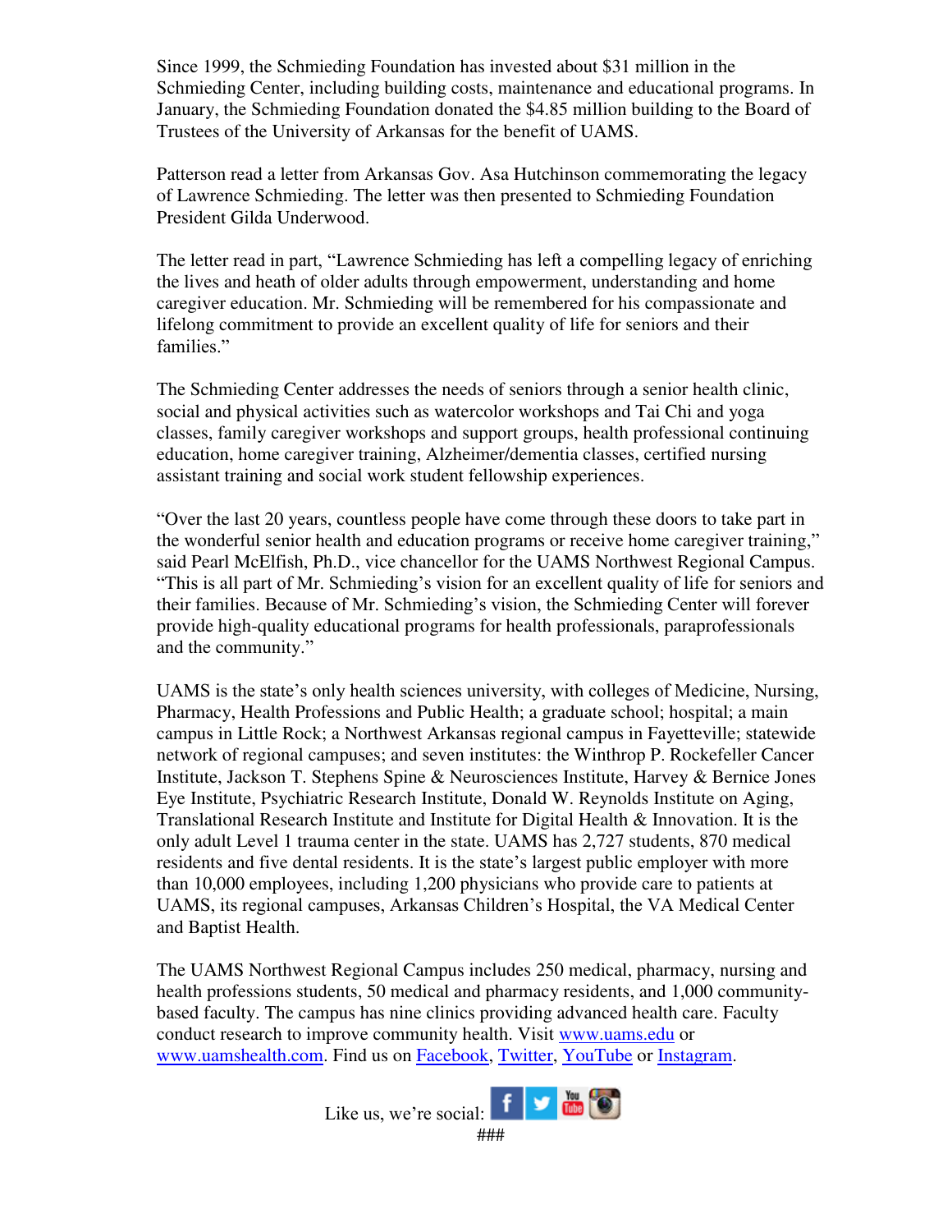Since 1999, the Schmieding Foundation has invested about $31 million in the Schmieding Center, including building costs, maintenance and educational programs. In January, the Schmieding Foundation donated the $4.85 million building to the Board of Trustees of the University of Arkansas for the benefit of UAMS.

Patterson read a letter from Arkansas Gov. Asa Hutchinson commemorating the legacy of Lawrence Schmieding. The letter was then presented to Schmieding Foundation President Gilda Underwood.

The letter read in part, "Lawrence Schmieding has left a compelling legacy of enriching the lives and heath of older adults through empowerment, understanding and home caregiver education. Mr. Schmieding will be remembered for his compassionate and lifelong commitment to provide an excellent quality of life for seniors and their families."

The Schmieding Center addresses the needs of seniors through a senior health clinic, social and physical activities such as watercolor workshops and Tai Chi and yoga classes, family caregiver workshops and support groups, health professional continuing education, home caregiver training, Alzheimer/dementia classes, certified nursing assistant training and social work student fellowship experiences.

"Over the last 20 years, countless people have come through these doors to take part in the wonderful senior health and education programs or receive home caregiver training," said Pearl McElfish, Ph.D., vice chancellor for the UAMS Northwest Regional Campus. "This is all part of Mr. Schmieding's vision for an excellent quality of life for seniors and their families. Because of Mr. Schmieding's vision, the Schmieding Center will forever provide high-quality educational programs for health professionals, paraprofessionals and the community."

UAMS is the state's only health sciences university, with colleges of Medicine, Nursing, Pharmacy, Health Professions and Public Health; a graduate school; hospital; a main campus in Little Rock; a Northwest Arkansas regional campus in Fayetteville; statewide network of regional campuses; and seven institutes: the Winthrop P. Rockefeller Cancer Institute, Jackson T. Stephens Spine & Neurosciences Institute, Harvey & Bernice Jones Eye Institute, Psychiatric Research Institute, Donald W. Reynolds Institute on Aging, Translational Research Institute and Institute for Digital Health & Innovation. It is the only adult Level 1 trauma center in the state. UAMS has 2,727 students, 870 medical residents and five dental residents. It is the state's largest public employer with more than 10,000 employees, including 1,200 physicians who provide care to patients at UAMS, its regional campuses, Arkansas Children's Hospital, the VA Medical Center and Baptist Health.

The UAMS Northwest Regional Campus includes 250 medical, pharmacy, nursing and health professions students, 50 medical and pharmacy residents, and 1,000 community-based faculty. The campus has nine clinics providing advanced health care. Faculty conduct research to improve community health. Visit www.uams.edu or www.uamshealth.com. Find us on Facebook, Twitter, YouTube or Instagram.

Like us, we're social:

###